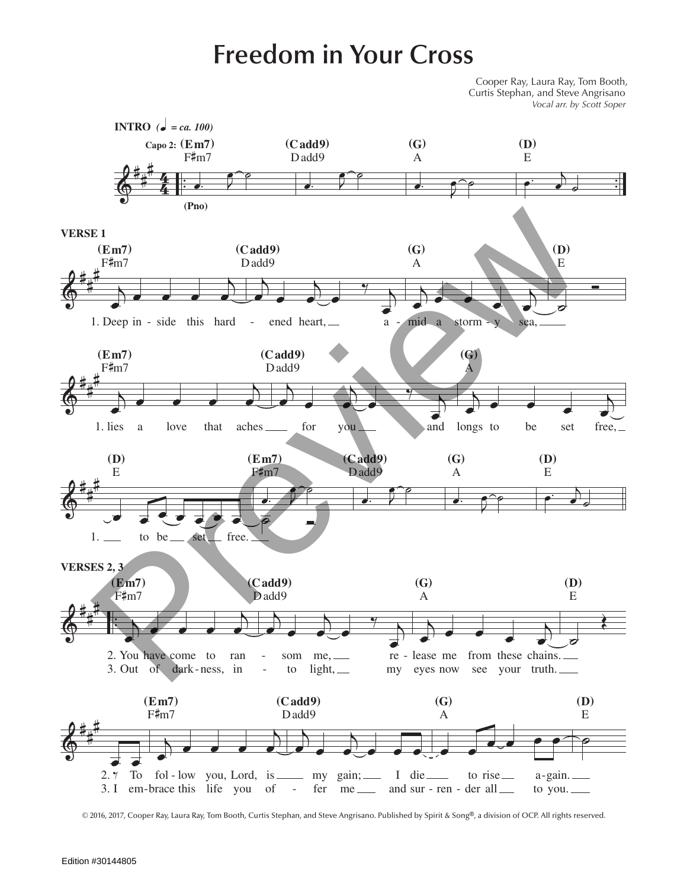# Freedom in Your Cross

Cooper Ray, Laura Ray, Tom Booth, Curtis Stephan, and Steve Angrisano
*Vocal arr. by Scott Soper*

**INTRO** (♩ = ca. 100)

Capo 2: (Em7) F♯m7 (Cadd9) Dadd9 (G) A (D) E

(Pno)

**VERSE 1**

(Em7) F♯m7 (Cadd9) Dadd9 (G) A (D) E

1. Deep in - side this hard - ened heart, a - mid a storm - y sea,

(Em7) F♯m7 (Cadd9) Dadd9 (G) A

1. lies a love that aches for you and longs to be set free,

(D) E (Em7) F♯m7 (Cadd9) Dadd9 (G) A (D) E

1. to be set free.

**VERSES 2, 3**

(Em7) F♯m7 (Cadd9) Dadd9 (G) A (D) E

2. You have come to ran - som me, re - lease me from these chains.
3. Out of dark - ness, in - to light, my eyes now see your truth.

(Em7) F♯m7 (Cadd9) Dadd9 (G) A (D) E

2. To fol - low you, Lord, is my gain; I die to rise a - gain.
3. I em - brace this life you of - fer me and sur - ren - der all to you.

© 2016, 2017, Cooper Ray, Laura Ray, Tom Booth, Curtis Stephan, and Steve Angrisano. Published by Spirit & Song®, a division of OCP. All rights reserved.

Edition #30144805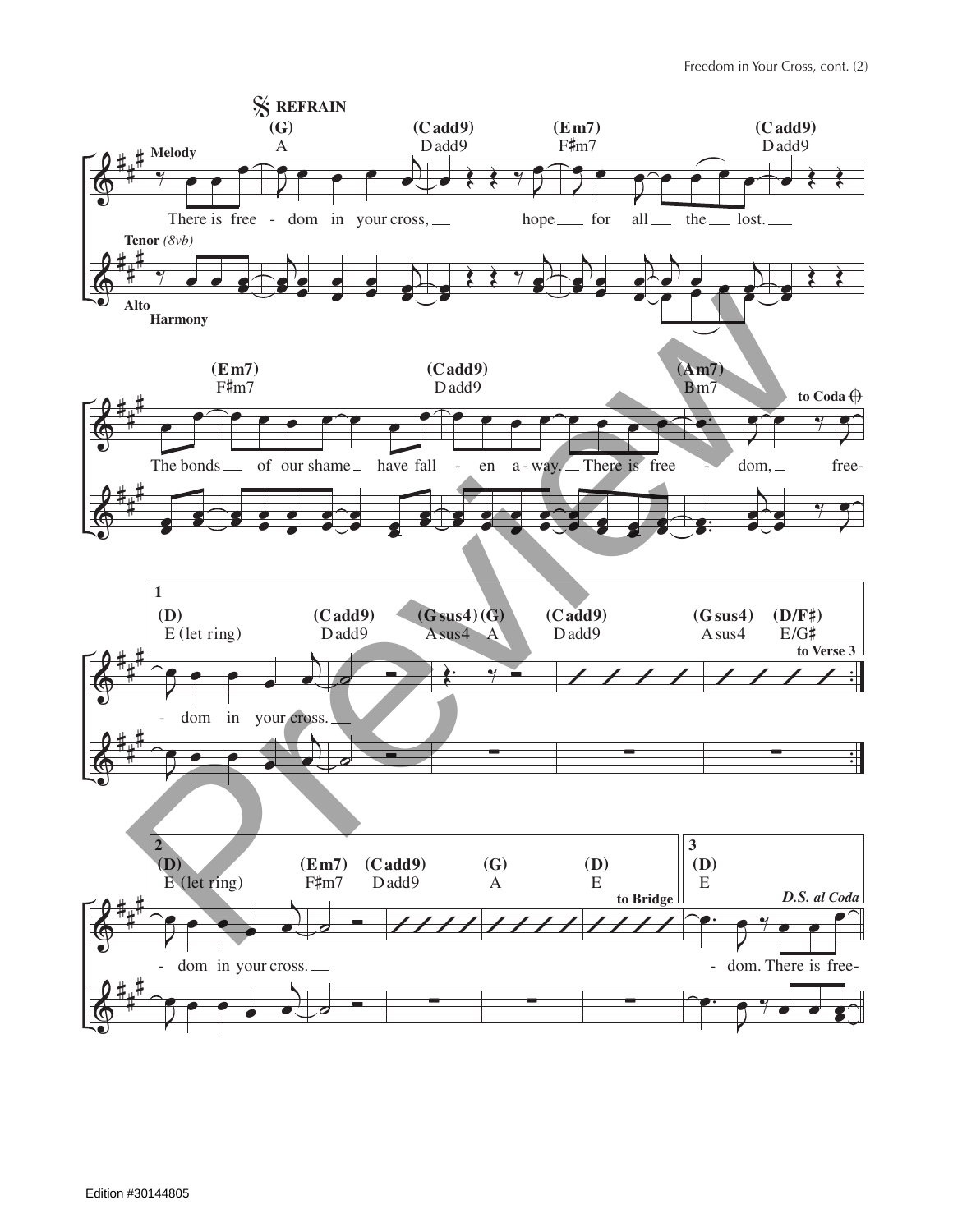𝄋 **REFRAIN**

(G) A — (Cadd9) Dadd9 — (Em7) F♯m7 — (Cadd9) Dadd9

**Melody**

There is free - dom in your cross, hope for all the lost.

**Tenor** *(8vb)*

**Alto Harmony**

(Em7) F♯m7 — (Cadd9) Dadd9 — (Am7) Bm7 — to Coda ⊕

The bonds of our shame have fall - en a - way. There is free - dom, free-

**1**

(D) E (let ring) — (Cadd9) Dadd9 — (Gsus4) Asus4 — (G) A — (Cadd9) Dadd9 — (Gsus4) Asus4 — (D/F♯) E/G♯ — to Verse 3

- dom in your cross.

**2**

(D) E (let ring) — (Em7) F♯m7 — (Cadd9) Dadd9 — (G) A — (D) E — to Bridge

- dom in your cross.

**3**

(D) E — *D.S. al Coda*

- dom. There is free-

Edition #30144805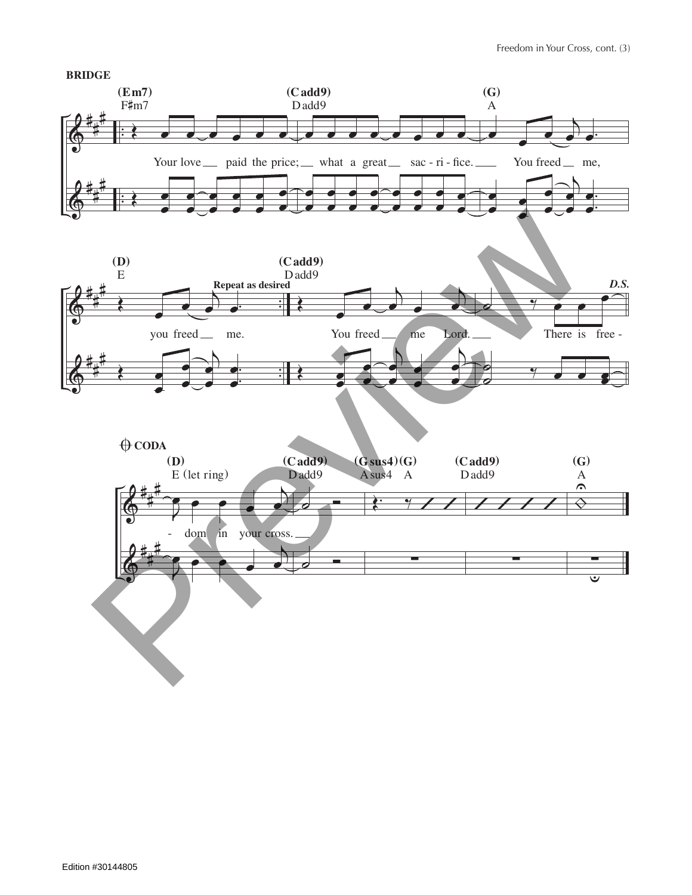**BRIDGE**

(Em7) F♯m7 (Cadd9) Dadd9 (G) A

Your love paid the price; what a great sac - ri - fice. You freed me,

(D) E (Cadd9) Dadd9

**Repeat as desired**

*D.S.*

you freed me. You freed me Lord. There is free -

**CODA**

(D) E (let ring) (Cadd9) Dadd9 (Gsus4) Asus4 (G) A (Cadd9) Dadd9 (G) A

- dom in your cross.

Edition #30144805